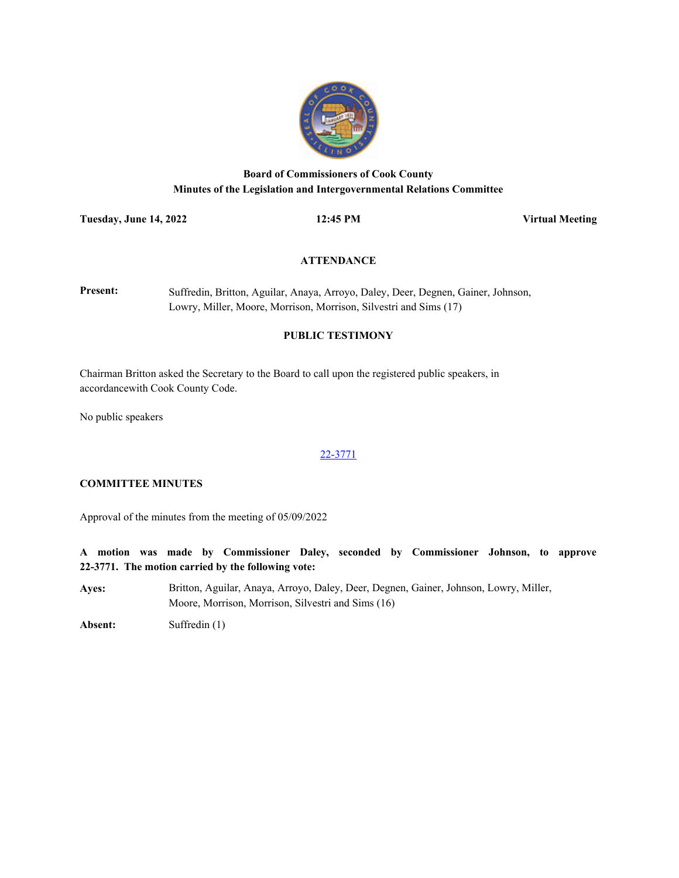**Board of Commissioners of Cook County**
**Minutes of the Legislation and Intergovernmental Relations Committee**

**Tuesday, June 14, 2022** **12:45 PM** **Virtual Meeting**

## ATTENDANCE

**Present:** Suffredin, Britton, Aguilar, Anaya, Arroyo, Daley, Deer, Degnen, Gainer, Johnson, Lowry, Miller, Moore, Morrison, Morrison, Silvestri and Sims (17)

## PUBLIC TESTIMONY

Chairman Britton asked the Secretary to the Board to call upon the registered public speakers, in accordancewith Cook County Code.

No public speakers

22-3771

**COMMITTEE MINUTES**

Approval of the minutes from the meeting of 05/09/2022

**A motion was made by Commissioner Daley, seconded by Commissioner Johnson, to approve 22-3771. The motion carried by the following vote:**

**Ayes:** Britton, Aguilar, Anaya, Arroyo, Daley, Deer, Degnen, Gainer, Johnson, Lowry, Miller, Moore, Morrison, Morrison, Silvestri and Sims (16)

**Absent:** Suffredin (1)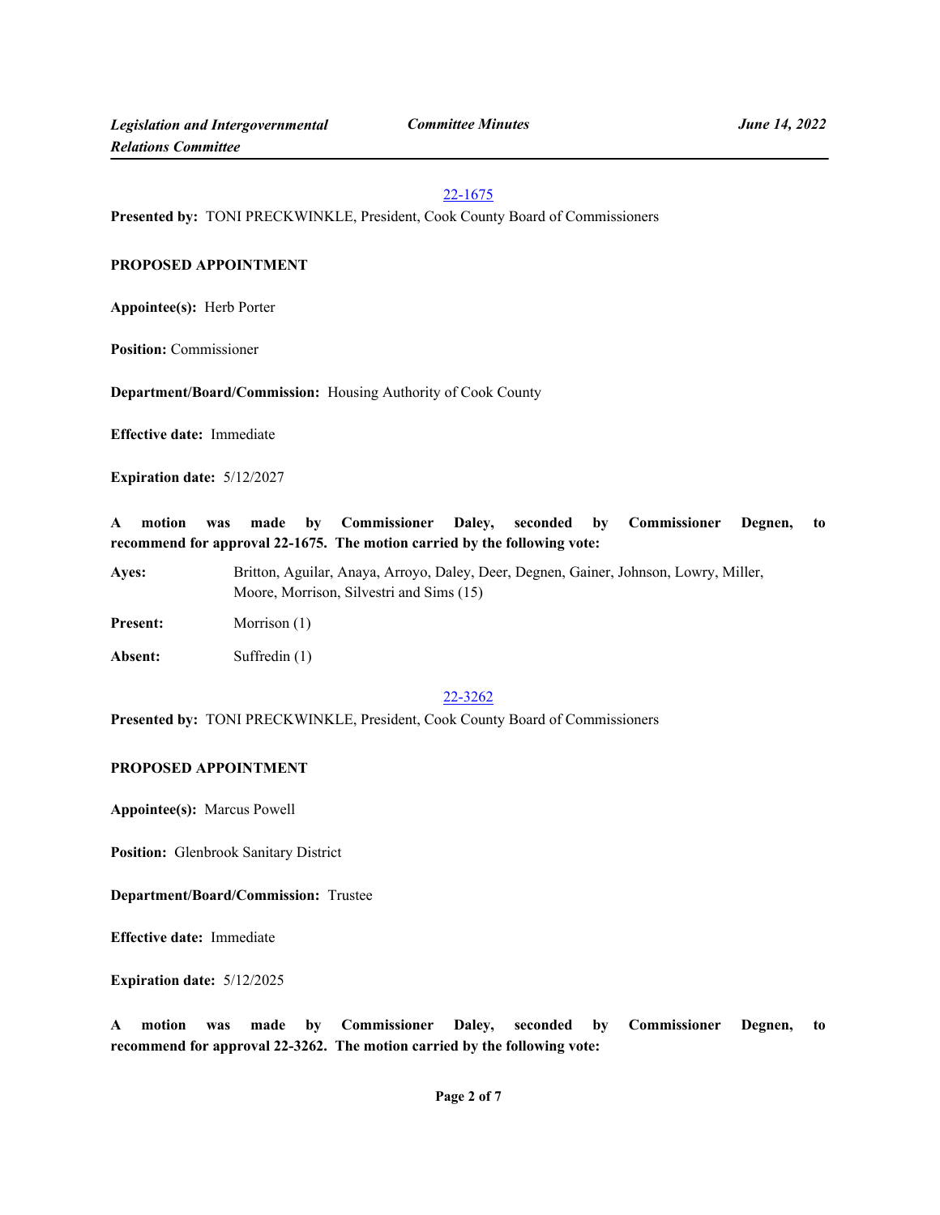22-1675

**Presented by:** TONI PRECKWINKLE, President, Cook County Board of Commissioners

**PROPOSED APPOINTMENT**

**Appointee(s):** Herb Porter

**Position:** Commissioner

**Department/Board/Commission:** Housing Authority of Cook County

**Effective date:** Immediate

**Expiration date:** 5/12/2027

**A motion was made by Commissioner Daley, seconded by Commissioner Degnen, to recommend for approval 22-1675. The motion carried by the following vote:**

**Ayes:** Britton, Aguilar, Anaya, Arroyo, Daley, Deer, Degnen, Gainer, Johnson, Lowry, Miller, Moore, Morrison, Silvestri and Sims (15)

**Present:** Morrison (1)

**Absent:** Suffredin (1)

22-3262

**Presented by:** TONI PRECKWINKLE, President, Cook County Board of Commissioners

**PROPOSED APPOINTMENT**

**Appointee(s):** Marcus Powell

**Position:** Glenbrook Sanitary District

**Department/Board/Commission:** Trustee

**Effective date:** Immediate

**Expiration date:** 5/12/2025

**A motion was made by Commissioner Daley, seconded by Commissioner Degnen, to recommend for approval 22-3262. The motion carried by the following vote:**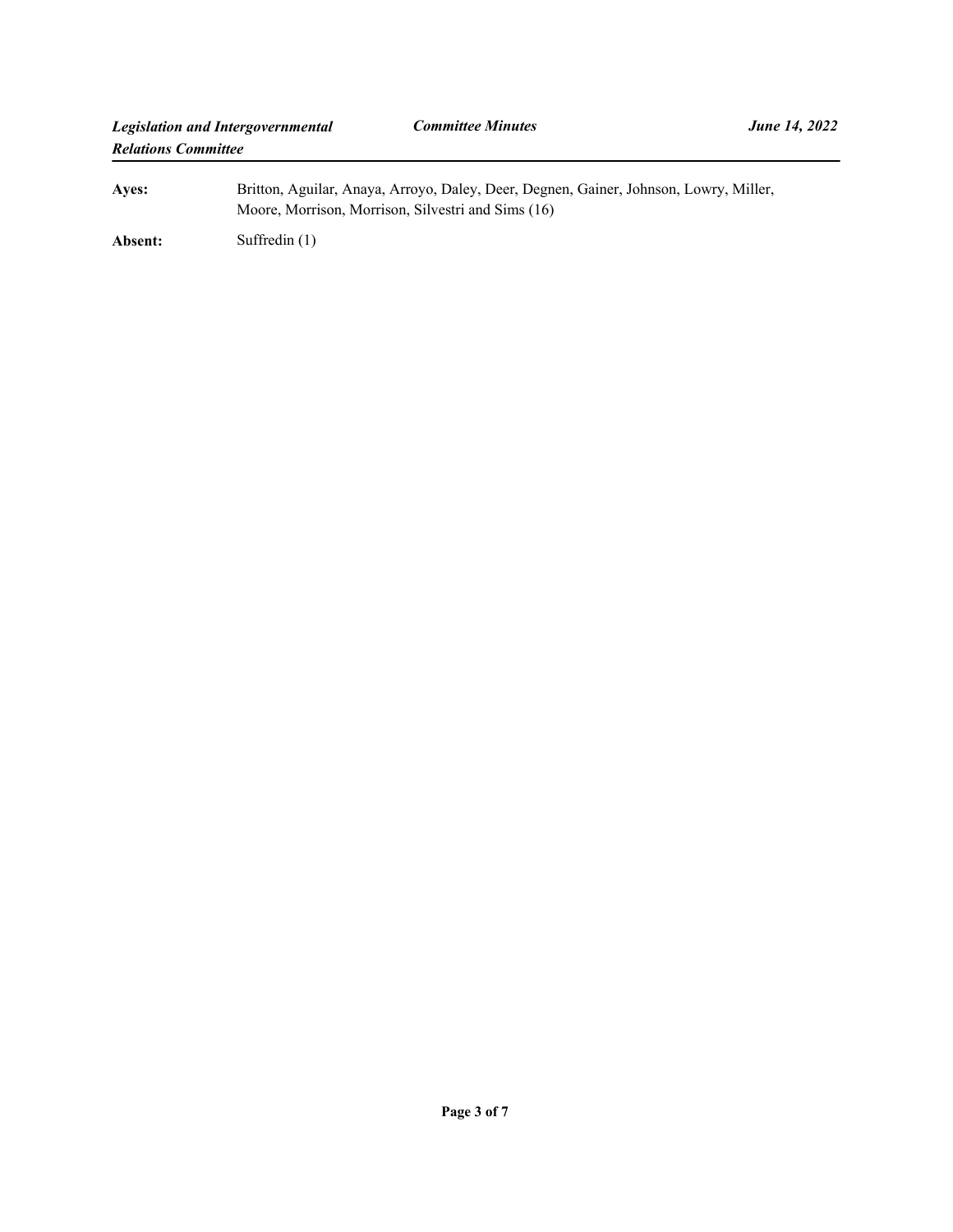**Ayes:** Britton, Aguilar, Anaya, Arroyo, Daley, Deer, Degnen, Gainer, Johnson, Lowry, Miller, Moore, Morrison, Morrison, Silvestri and Sims (16)

**Absent:** Suffredin (1)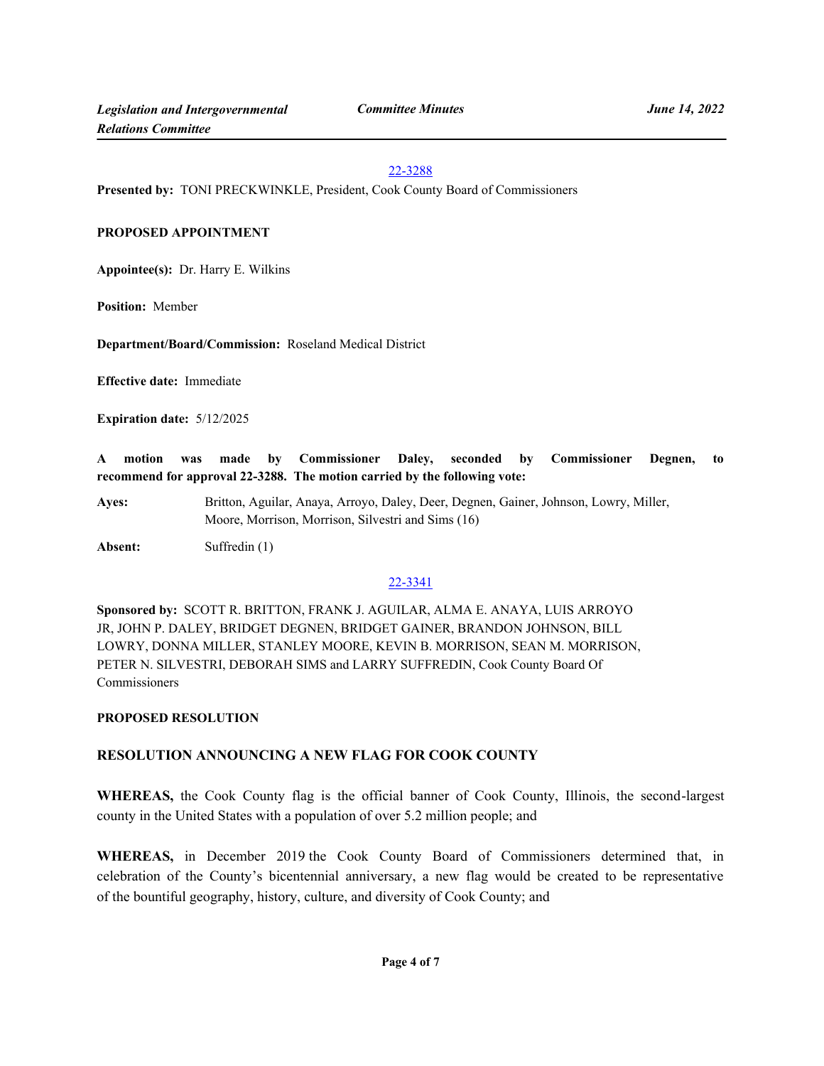22-3288

**Presented by:** TONI PRECKWINKLE, President, Cook County Board of Commissioners

**PROPOSED APPOINTMENT**

**Appointee(s):** Dr. Harry E. Wilkins

**Position:** Member

**Department/Board/Commission:** Roseland Medical District

**Effective date:** Immediate

**Expiration date:** 5/12/2025

**A motion was made by Commissioner Daley, seconded by Commissioner Degnen, to recommend for approval 22-3288. The motion carried by the following vote:**

**Ayes:** Britton, Aguilar, Anaya, Arroyo, Daley, Deer, Degnen, Gainer, Johnson, Lowry, Miller, Moore, Morrison, Morrison, Silvestri and Sims (16)

**Absent:** Suffredin (1)

22-3341

**Sponsored by:** SCOTT R. BRITTON, FRANK J. AGUILAR, ALMA E. ANAYA, LUIS ARROYO JR, JOHN P. DALEY, BRIDGET DEGNEN, BRIDGET GAINER, BRANDON JOHNSON, BILL LOWRY, DONNA MILLER, STANLEY MOORE, KEVIN B. MORRISON, SEAN M. MORRISON, PETER N. SILVESTRI, DEBORAH SIMS and LARRY SUFFREDIN, Cook County Board Of Commissioners

**PROPOSED RESOLUTION**

**RESOLUTION ANNOUNCING A NEW FLAG FOR COOK COUNTY**

**WHEREAS,** the Cook County flag is the official banner of Cook County, Illinois, the second-largest county in the United States with a population of over 5.2 million people; and

**WHEREAS,** in December 2019 the Cook County Board of Commissioners determined that, in celebration of the County's bicentennial anniversary, a new flag would be created to be representative of the bountiful geography, history, culture, and diversity of Cook County; and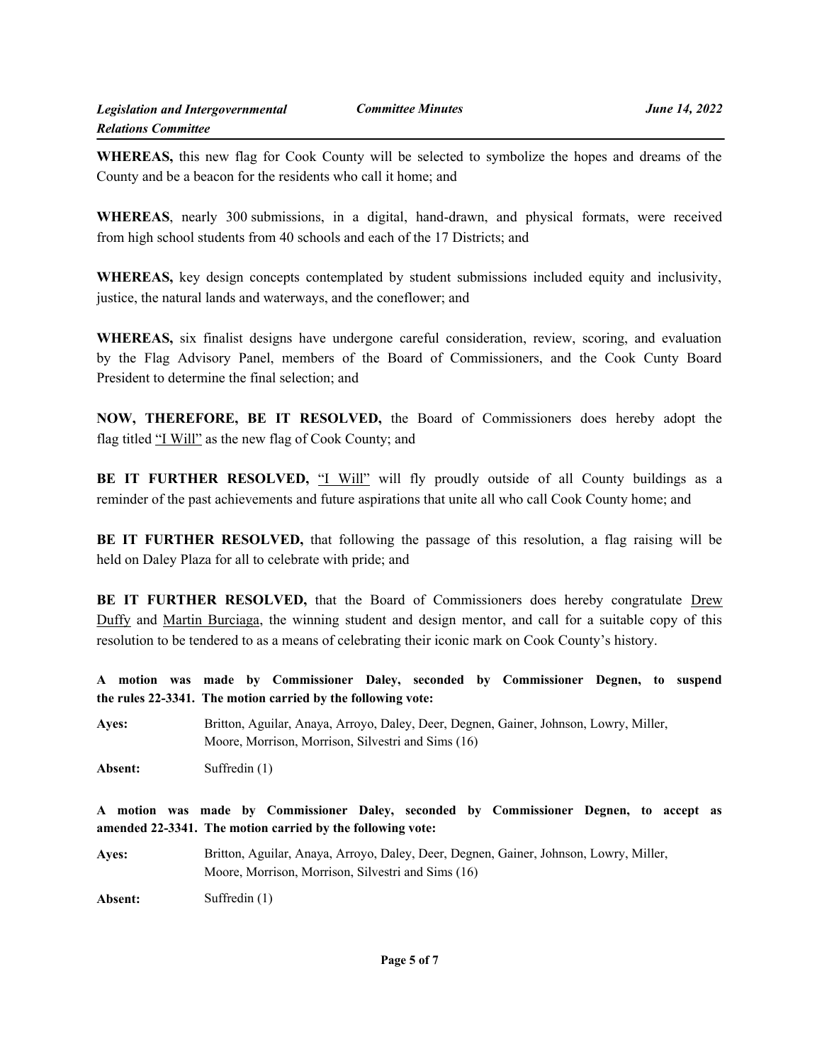**WHEREAS,** this new flag for Cook County will be selected to symbolize the hopes and dreams of the County and be a beacon for the residents who call it home; and

**WHEREAS**, nearly 300 submissions, in a digital, hand-drawn, and physical formats, were received from high school students from 40 schools and each of the 17 Districts; and

**WHEREAS,** key design concepts contemplated by student submissions included equity and inclusivity, justice, the natural lands and waterways, and the coneflower; and

**WHEREAS,** six finalist designs have undergone careful consideration, review, scoring, and evaluation by the Flag Advisory Panel, members of the Board of Commissioners, and the Cook Cunty Board President to determine the final selection; and

**NOW, THEREFORE, BE IT RESOLVED,** the Board of Commissioners does hereby adopt the flag titled "I Will" as the new flag of Cook County; and

**BE IT FURTHER RESOLVED,** "I Will" will fly proudly outside of all County buildings as a reminder of the past achievements and future aspirations that unite all who call Cook County home; and

**BE IT FURTHER RESOLVED,** that following the passage of this resolution, a flag raising will be held on Daley Plaza for all to celebrate with pride; and

**BE IT FURTHER RESOLVED,** that the Board of Commissioners does hereby congratulate Drew Duffy and Martin Burciaga, the winning student and design mentor, and call for a suitable copy of this resolution to be tendered to as a means of celebrating their iconic mark on Cook County's history.

**A motion was made by Commissioner Daley, seconded by Commissioner Degnen, to suspend the rules 22-3341. The motion carried by the following vote:**

**Ayes:** Britton, Aguilar, Anaya, Arroyo, Daley, Deer, Degnen, Gainer, Johnson, Lowry, Miller, Moore, Morrison, Morrison, Silvestri and Sims (16)

**Absent:** Suffredin (1)

**A motion was made by Commissioner Daley, seconded by Commissioner Degnen, to accept as amended 22-3341. The motion carried by the following vote:**

**Ayes:** Britton, Aguilar, Anaya, Arroyo, Daley, Deer, Degnen, Gainer, Johnson, Lowry, Miller, Moore, Morrison, Morrison, Silvestri and Sims (16)

**Absent:** Suffredin (1)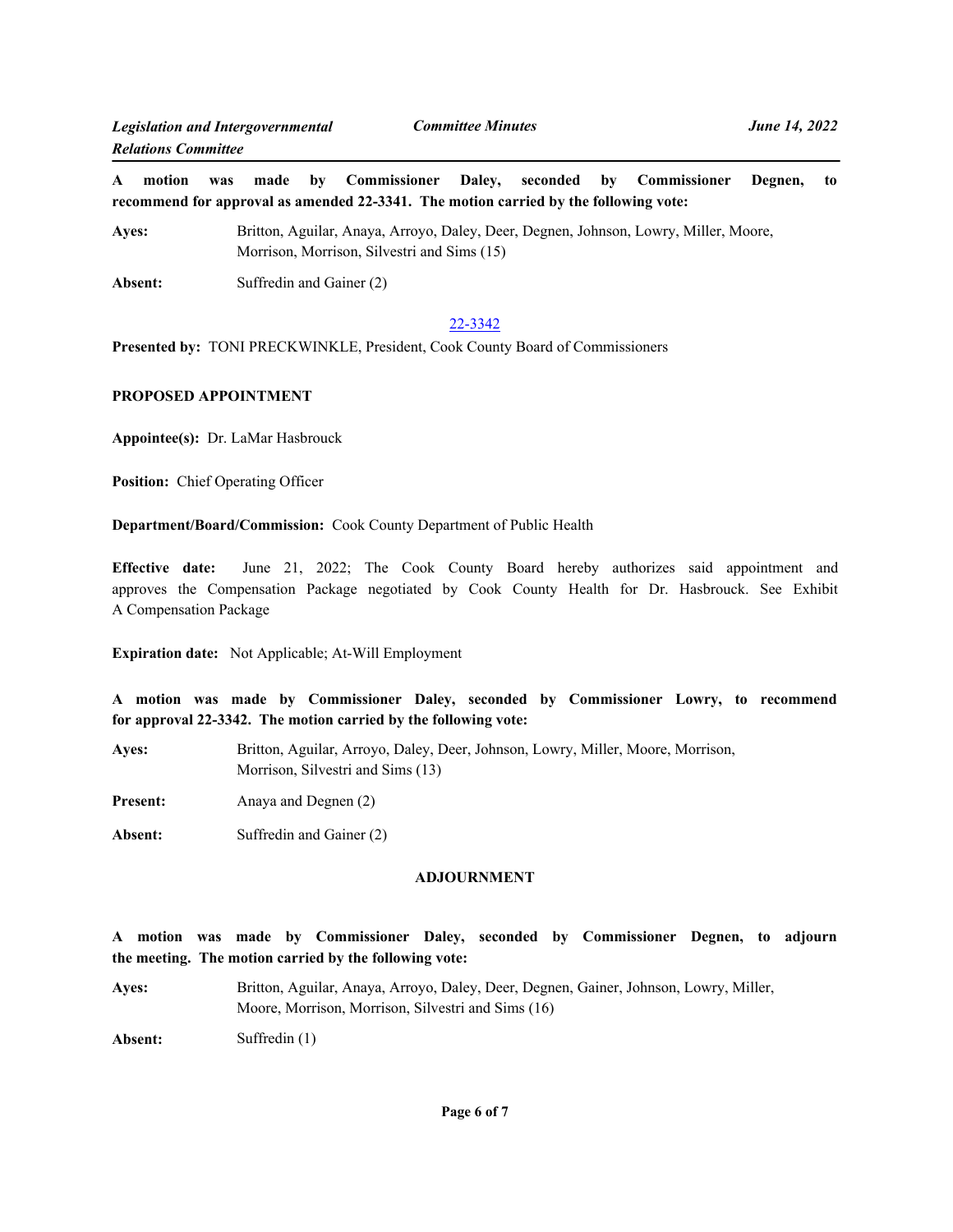**A motion was made by Commissioner Daley, seconded by Commissioner Degnen, to recommend for approval as amended 22-3341. The motion carried by the following vote:**

**Ayes:** Britton, Aguilar, Anaya, Arroyo, Daley, Deer, Degnen, Johnson, Lowry, Miller, Moore, Morrison, Morrison, Silvestri and Sims (15)

**Absent:** Suffredin and Gainer (2)

22-3342

**Presented by:** TONI PRECKWINKLE, President, Cook County Board of Commissioners

**PROPOSED APPOINTMENT**

**Appointee(s):** Dr. LaMar Hasbrouck

**Position:** Chief Operating Officer

**Department/Board/Commission:** Cook County Department of Public Health

**Effective date:** June 21, 2022; The Cook County Board hereby authorizes said appointment and approves the Compensation Package negotiated by Cook County Health for Dr. Hasbrouck. See Exhibit A Compensation Package

**Expiration date:** Not Applicable; At-Will Employment

**A motion was made by Commissioner Daley, seconded by Commissioner Lowry, to recommend for approval 22-3342. The motion carried by the following vote:**

**Ayes:** Britton, Aguilar, Arroyo, Daley, Deer, Johnson, Lowry, Miller, Moore, Morrison, Morrison, Silvestri and Sims (13)

**Present:** Anaya and Degnen (2)

**Absent:** Suffredin and Gainer (2)

**ADJOURNMENT**

**A motion was made by Commissioner Daley, seconded by Commissioner Degnen, to adjourn the meeting. The motion carried by the following vote:**

**Ayes:** Britton, Aguilar, Anaya, Arroyo, Daley, Deer, Degnen, Gainer, Johnson, Lowry, Miller, Moore, Morrison, Morrison, Silvestri and Sims (16)

**Absent:** Suffredin (1)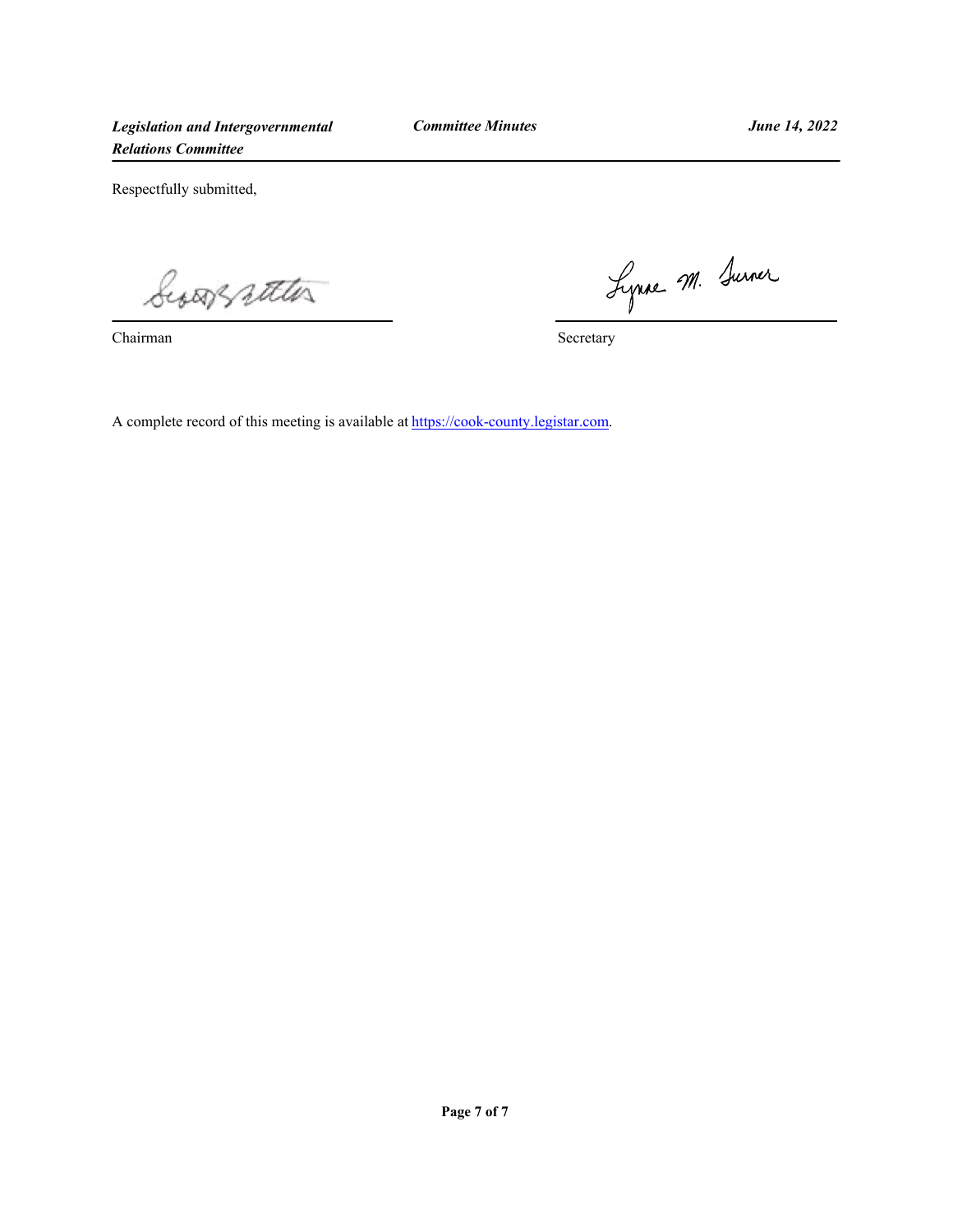Respectfully submitted,

Chairman

Secretary

A complete record of this meeting is available at https://cook-county.legistar.com.